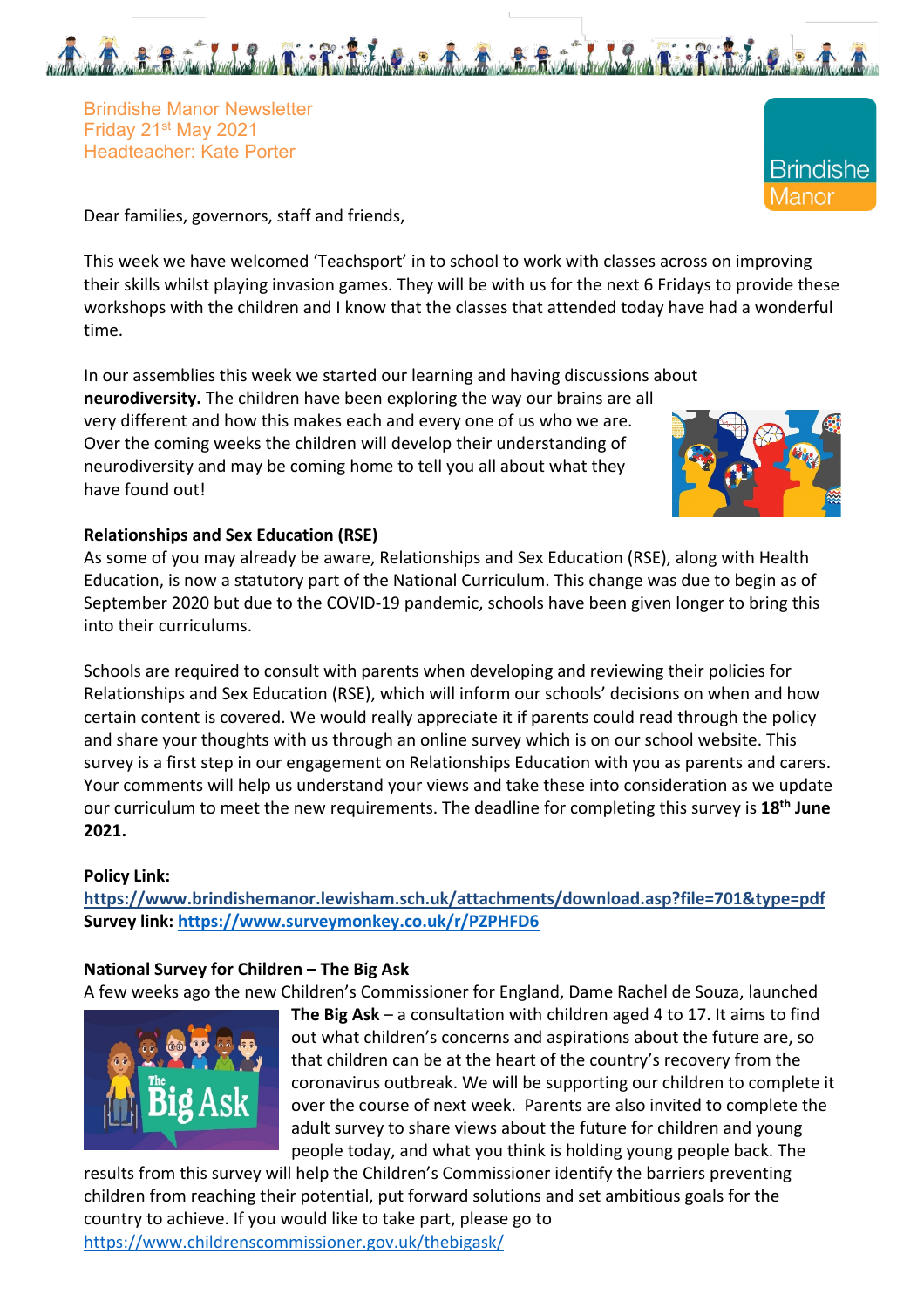Brindishe Manor Newsletter
Friday 21st May 2021
Headteacher: Kate Porter

Dear families, governors, staff and friends,

This week we have welcomed 'Teachsport' in to school to work with classes across on improving their skills whilst playing invasion games. They will be with us for the next 6 Fridays to provide these workshops with the children and I know that the classes that attended today have had a wonderful time.

In our assemblies this week we started our learning and having discussions about **neurodiversity.** The children have been exploring the way our brains are all very different and how this makes each and every one of us who we are. Over the coming weeks the children will develop their understanding of neurodiversity and may be coming home to tell you all about what they have found out!

**Relationships and Sex Education (RSE)**

As some of you may already be aware, Relationships and Sex Education (RSE), along with Health Education, is now a statutory part of the National Curriculum. This change was due to begin as of September 2020 but due to the COVID-19 pandemic, schools have been given longer to bring this into their curriculums.

Schools are required to consult with parents when developing and reviewing their policies for Relationships and Sex Education (RSE), which will inform our schools' decisions on when and how certain content is covered. We would really appreciate it if parents could read through the policy and share your thoughts with us through an online survey which is on our school website. This survey is a first step in our engagement on Relationships Education with you as parents and carers. Your comments will help us understand your views and take these into consideration as we update our curriculum to meet the new requirements. The deadline for completing this survey is **18th June 2021.**

**Policy Link:**
**https://www.brindishemanor.lewisham.sch.uk/attachments/download.asp?file=701&type=pdf**
**Survey link:** https://www.surveymonkey.co.uk/r/PZPHFD6

**National Survey for Children – The Big Ask**

A few weeks ago the new Children's Commissioner for England, Dame Rachel de Souza, launched **The Big Ask** – a consultation with children aged 4 to 17. It aims to find out what children's concerns and aspirations about the future are, so that children can be at the heart of the country's recovery from the coronavirus outbreak. We will be supporting our children to complete it over the course of next week. Parents are also invited to complete the adult survey to share views about the future for children and young people today, and what you think is holding young people back. The results from this survey will help the Children's Commissioner identify the barriers preventing children from reaching their potential, put forward solutions and set ambitious goals for the country to achieve. If you would like to take part, please go to https://www.childrenscommissioner.gov.uk/thebigask/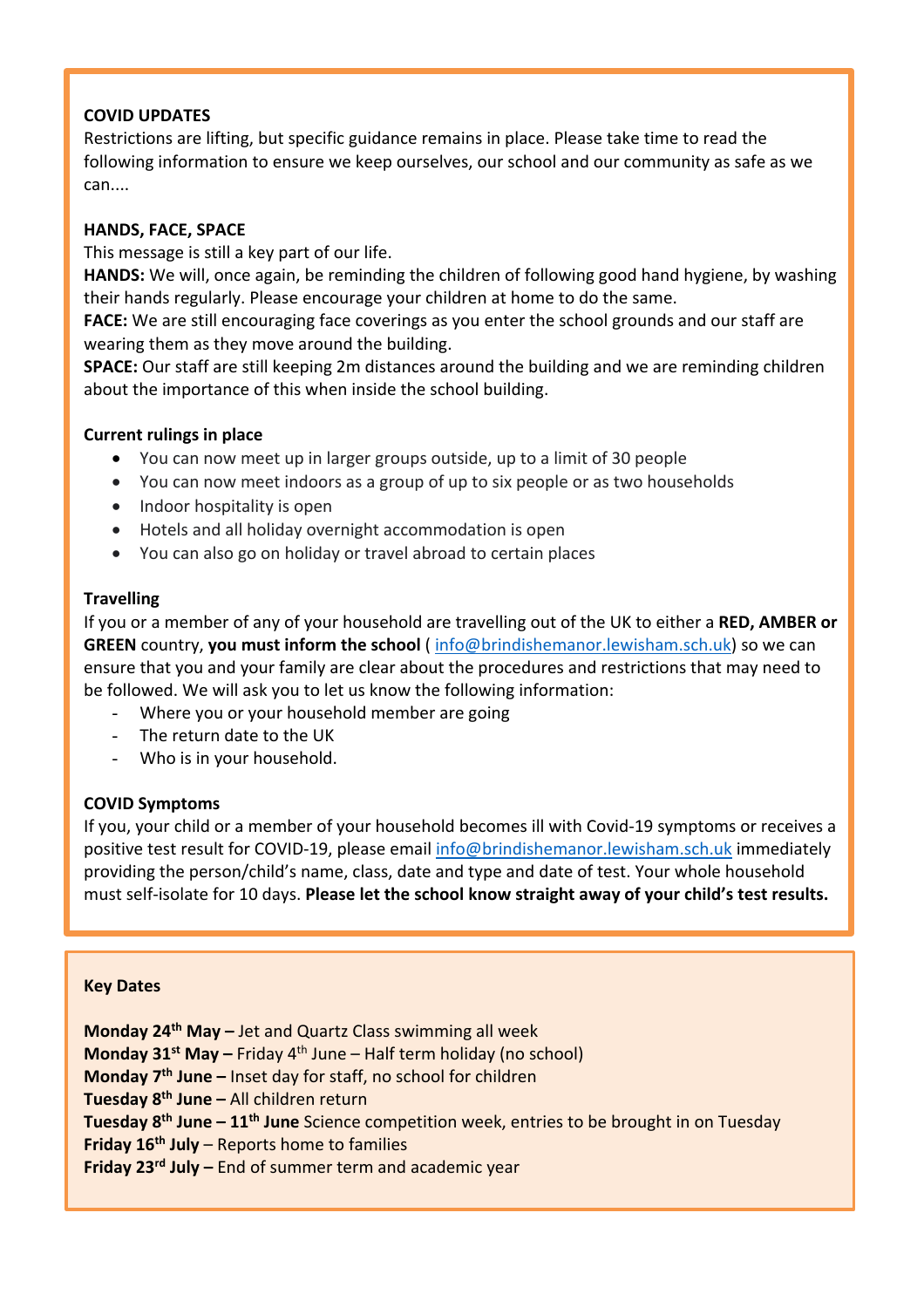**COVID UPDATES**

Restrictions are lifting, but specific guidance remains in place. Please take time to read the following information to ensure we keep ourselves, our school and our community as safe as we can....

**HANDS, FACE, SPACE**

This message is still a key part of our life.

**HANDS:** We will, once again, be reminding the children of following good hand hygiene, by washing their hands regularly. Please encourage your children at home to do the same.

**FACE:** We are still encouraging face coverings as you enter the school grounds and our staff are wearing them as they move around the building.

**SPACE:** Our staff are still keeping 2m distances around the building and we are reminding children about the importance of this when inside the school building.

**Current rulings in place**

- You can now meet up in larger groups outside, up to a limit of 30 people
- You can now meet indoors as a group of up to six people or as two households
- Indoor hospitality is open
- Hotels and all holiday overnight accommodation is open
- You can also go on holiday or travel abroad to certain places

**Travelling**

If you or a member of any of your household are travelling out of the UK to either a **RED, AMBER or GREEN** country, **you must inform the school** ( info@brindishemanor.lewisham.sch.uk) so we can ensure that you and your family are clear about the procedures and restrictions that may need to be followed. We will ask you to let us know the following information:

- Where you or your household member are going
- The return date to the UK
- Who is in your household.

**COVID Symptoms**

If you, your child or a member of your household becomes ill with Covid-19 symptoms or receives a positive test result for COVID-19, please email info@brindishemanor.lewisham.sch.uk immediately providing the person/child's name, class, date and type and date of test. Your whole household must self-isolate for 10 days. **Please let the school know straight away of your child's test results.**

**Key Dates**

**Monday 24th May –** Jet and Quartz Class swimming all week
**Monday 31st May –** Friday 4th June – Half term holiday (no school)
**Monday 7th June –** Inset day for staff, no school for children
**Tuesday 8th June –** All children return
**Tuesday 8th June – 11th June** Science competition week, entries to be brought in on Tuesday
**Friday 16th July** – Reports home to families
**Friday 23rd July –** End of summer term and academic year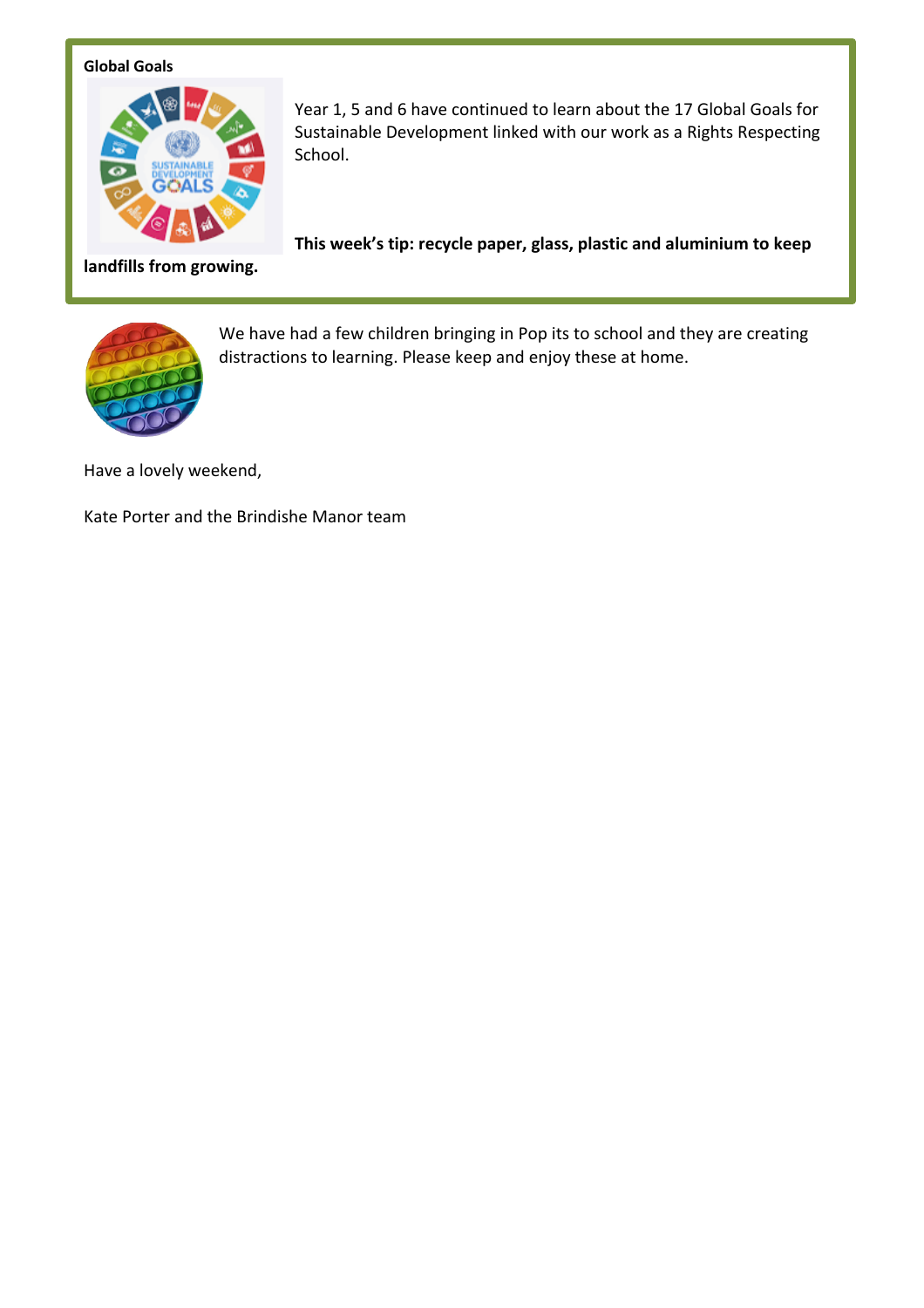**Global Goals**

Year 1, 5 and 6 have continued to learn about the 17 Global Goals for Sustainable Development linked with our work as a Rights Respecting School.

**This week's tip: recycle paper, glass, plastic and aluminium to keep landfills from growing.**

We have had a few children bringing in Pop its to school and they are creating distractions to learning. Please keep and enjoy these at home.

Have a lovely weekend,

Kate Porter and the Brindishe Manor team